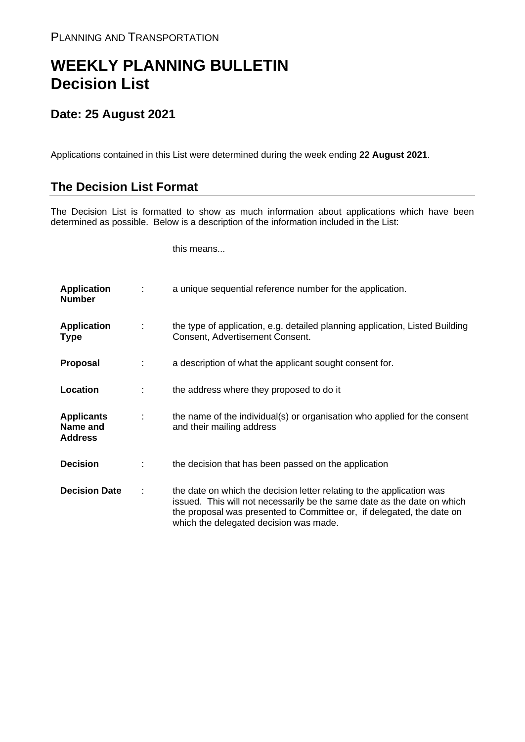PLANNING AND TRANSPORTATION

# WEEKLY PLANNING BULLETIN
# Decision List

## Date: 25 August 2021

Applications contained in this List were determined during the week ending **22 August 2021**.

## The Decision List Format

The Decision List is formatted to show as much information about applications which have been determined as possible. Below is a description of the information included in the List:

| | | this means... |
|---|---|---|
| **Application Number** | : | a unique sequential reference number for the application. |
| **Application Type** | : | the type of application, e.g. detailed planning application, Listed Building Consent, Advertisement Consent. |
| **Proposal** | : | a description of what the applicant sought consent for. |
| **Location** | : | the address where they proposed to do it |
| **Applicants Name and Address** | : | the name of the individual(s) or organisation who applied for the consent and their mailing address |
| **Decision** | : | the decision that has been passed on the application |
| **Decision Date** | : | the date on which the decision letter relating to the application was issued. This will not necessarily be the same date as the date on which the proposal was presented to Committee or, if delegated, the date on which the delegated decision was made. |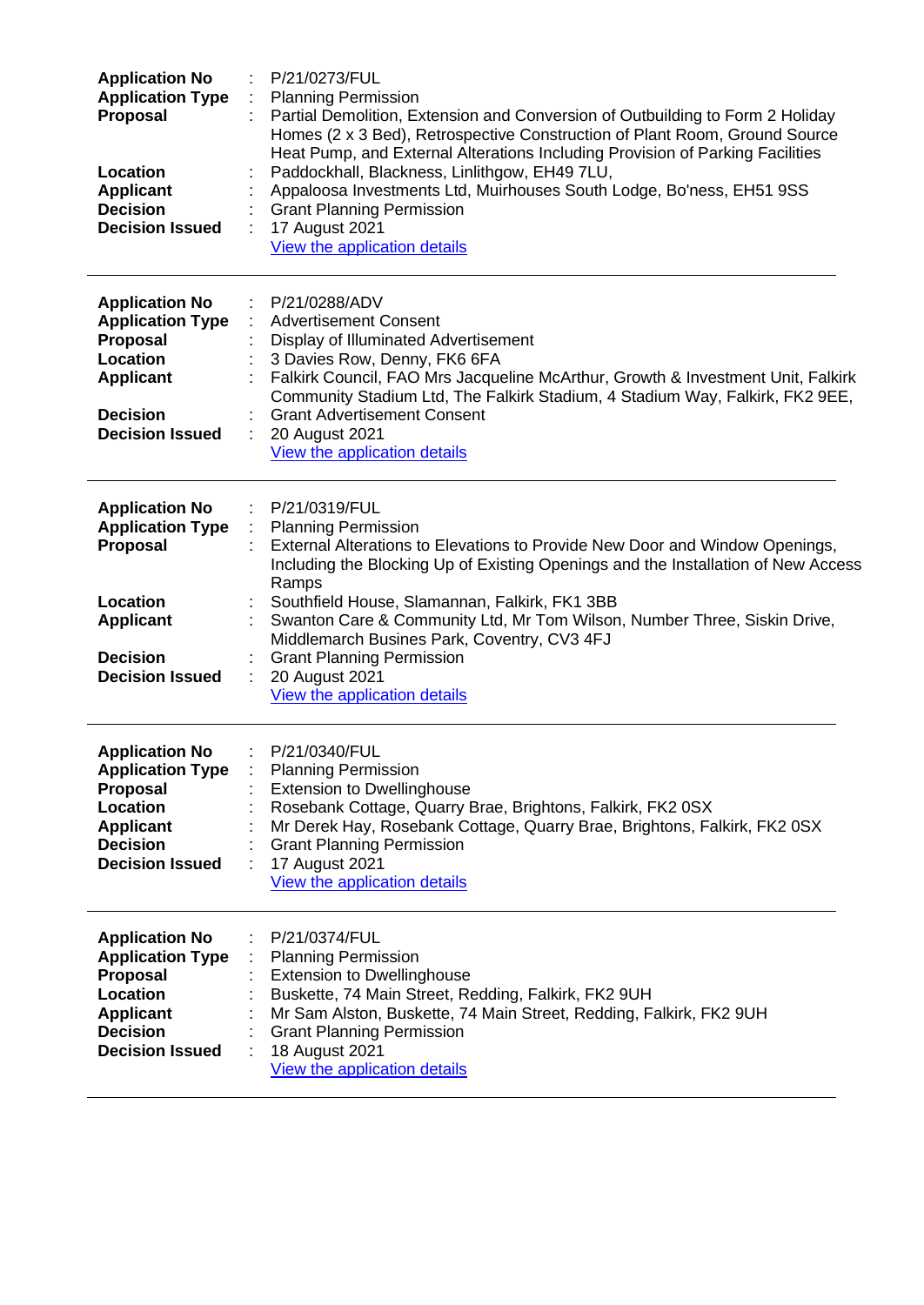| | | |
|---|---|---|
| **Application No** | : | P/21/0273/FUL |
| **Application Type** | : | Planning Permission |
| **Proposal** | : | Partial Demolition, Extension and Conversion of Outbuilding to Form 2 Holiday Homes (2 x 3 Bed), Retrospective Construction of Plant Room, Ground Source Heat Pump, and External Alterations Including Provision of Parking Facilities |
| **Location** | : | Paddockhall, Blackness, Linlithgow, EH49 7LU, |
| **Applicant** | : | Appaloosa Investments Ltd, Muirhouses South Lodge, Bo'ness, EH51 9SS |
| **Decision** | : | Grant Planning Permission |
| **Decision Issued** | : | 17 August 2021 |
| | | View the application details |

---

| | | |
|---|---|---|
| **Application No** | : | P/21/0288/ADV |
| **Application Type** | : | Advertisement Consent |
| **Proposal** | : | Display of Illuminated Advertisement |
| **Location** | : | 3 Davies Row, Denny, FK6 6FA |
| **Applicant** | : | Falkirk Council, FAO Mrs Jacqueline McArthur, Growth & Investment Unit, Falkirk Community Stadium Ltd, The Falkirk Stadium, 4 Stadium Way, Falkirk, FK2 9EE, |
| **Decision** | : | Grant Advertisement Consent |
| **Decision Issued** | : | 20 August 2021 |
| | | View the application details |

---

| | | |
|---|---|---|
| **Application No** | : | P/21/0319/FUL |
| **Application Type** | : | Planning Permission |
| **Proposal** | : | External Alterations to Elevations to Provide New Door and Window Openings, Including the Blocking Up of Existing Openings and the Installation of New Access Ramps |
| **Location** | : | Southfield House, Slamannan, Falkirk, FK1 3BB |
| **Applicant** | : | Swanton Care & Community Ltd, Mr Tom Wilson, Number Three, Siskin Drive, Middlemarch Busines Park, Coventry, CV3 4FJ |
| **Decision** | : | Grant Planning Permission |
| **Decision Issued** | : | 20 August 2021 |
| | | View the application details |

---

| | | |
|---|---|---|
| **Application No** | : | P/21/0340/FUL |
| **Application Type** | : | Planning Permission |
| **Proposal** | : | Extension to Dwellinghouse |
| **Location** | : | Rosebank Cottage, Quarry Brae, Brightons, Falkirk, FK2 0SX |
| **Applicant** | : | Mr Derek Hay, Rosebank Cottage, Quarry Brae, Brightons, Falkirk, FK2 0SX |
| **Decision** | : | Grant Planning Permission |
| **Decision Issued** | : | 17 August 2021 |
| | | View the application details |

---

| | | |
|---|---|---|
| **Application No** | : | P/21/0374/FUL |
| **Application Type** | : | Planning Permission |
| **Proposal** | : | Extension to Dwellinghouse |
| **Location** | : | Buskette, 74 Main Street, Redding, Falkirk, FK2 9UH |
| **Applicant** | : | Mr Sam Alston, Buskette, 74 Main Street, Redding, Falkirk, FK2 9UH |
| **Decision** | : | Grant Planning Permission |
| **Decision Issued** | : | 18 August 2021 |
| | | View the application details |

---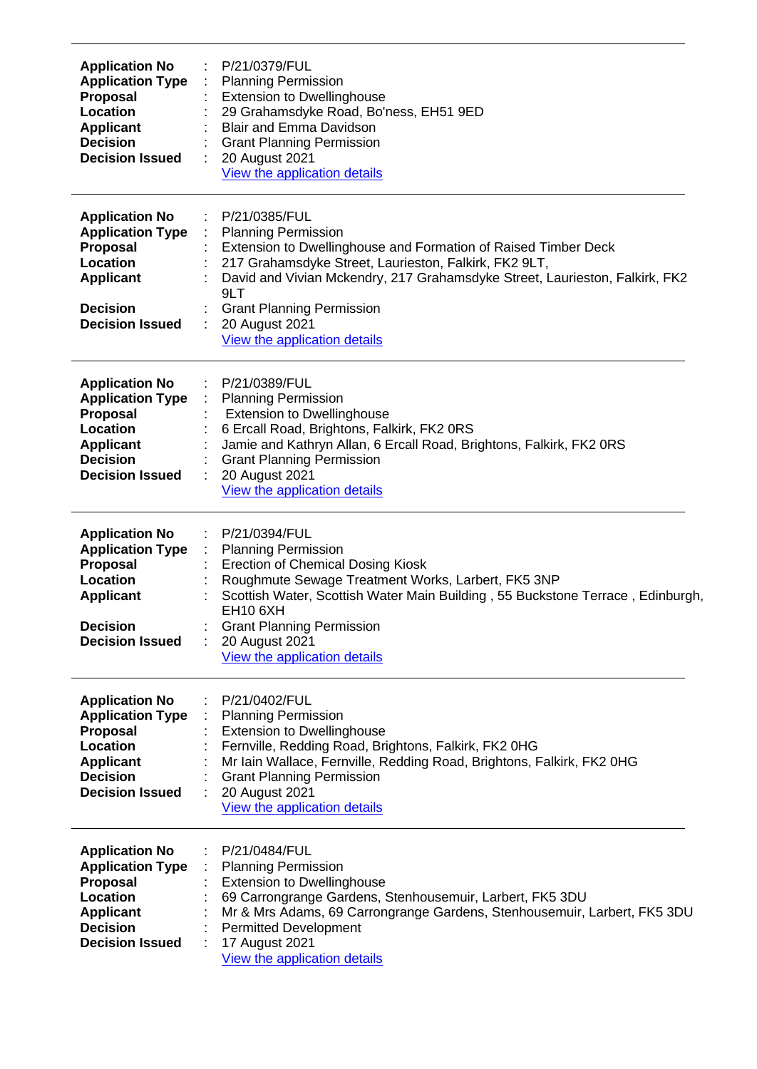---

| | | |
|---|---|---|
| **Application No** | : | P/21/0379/FUL |
| **Application Type** | : | Planning Permission |
| **Proposal** | : | Extension to Dwellinghouse |
| **Location** | : | 29 Grahamsdyke Road, Bo'ness, EH51 9ED |
| **Applicant** | : | Blair and Emma Davidson |
| **Decision** | : | Grant Planning Permission |
| **Decision Issued** | : | 20 August 2021 |
| | | View the application details |

---

| | | |
|---|---|---|
| **Application No** | : | P/21/0385/FUL |
| **Application Type** | : | Planning Permission |
| **Proposal** | : | Extension to Dwellinghouse and Formation of Raised Timber Deck |
| **Location** | : | 217 Grahamsdyke Street, Laurieston, Falkirk, FK2 9LT, |
| **Applicant** | : | David and Vivian Mckendry, 217 Grahamsdyke Street, Laurieston, Falkirk, FK2 9LT |
| **Decision** | : | Grant Planning Permission |
| **Decision Issued** | : | 20 August 2021 |
| | | View the application details |

---

| | | |
|---|---|---|
| **Application No** | : | P/21/0389/FUL |
| **Application Type** | : | Planning Permission |
| **Proposal** | : | Extension to Dwellinghouse |
| **Location** | : | 6 Ercall Road, Brightons, Falkirk, FK2 0RS |
| **Applicant** | : | Jamie and Kathryn Allan, 6 Ercall Road, Brightons, Falkirk, FK2 0RS |
| **Decision** | : | Grant Planning Permission |
| **Decision Issued** | : | 20 August 2021 |
| | | View the application details |

---

| | | |
|---|---|---|
| **Application No** | : | P/21/0394/FUL |
| **Application Type** | : | Planning Permission |
| **Proposal** | : | Erection of Chemical Dosing Kiosk |
| **Location** | : | Roughmute Sewage Treatment Works, Larbert, FK5 3NP |
| **Applicant** | : | Scottish Water, Scottish Water Main Building , 55 Buckstone Terrace , Edinburgh, EH10 6XH |
| **Decision** | : | Grant Planning Permission |
| **Decision Issued** | : | 20 August 2021 |
| | | View the application details |

---

| | | |
|---|---|---|
| **Application No** | : | P/21/0402/FUL |
| **Application Type** | : | Planning Permission |
| **Proposal** | : | Extension to Dwellinghouse |
| **Location** | : | Fernville, Redding Road, Brightons, Falkirk, FK2 0HG |
| **Applicant** | : | Mr Iain Wallace, Fernville, Redding Road, Brightons, Falkirk, FK2 0HG |
| **Decision** | : | Grant Planning Permission |
| **Decision Issued** | : | 20 August 2021 |
| | | View the application details |

---

| | | |
|---|---|---|
| **Application No** | : | P/21/0484/FUL |
| **Application Type** | : | Planning Permission |
| **Proposal** | : | Extension to Dwellinghouse |
| **Location** | : | 69 Carrongrange Gardens, Stenhousemuir, Larbert, FK5 3DU |
| **Applicant** | : | Mr & Mrs Adams, 69 Carrongrange Gardens, Stenhousemuir, Larbert, FK5 3DU |
| **Decision** | : | Permitted Development |
| **Decision Issued** | : | 17 August 2021 |
| | | View the application details |